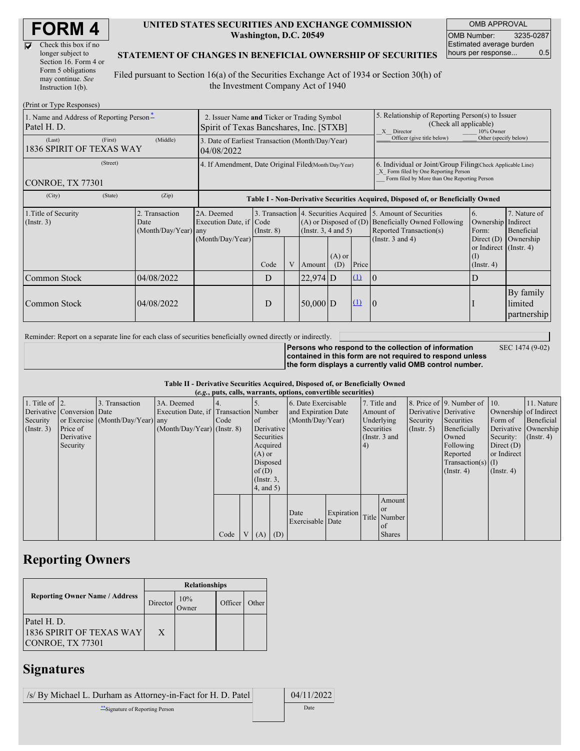# FORM 4

☑ Check this box if no longer subject to Section 16. Form 4 or Form 5 obligations may continue. *See* Instruction 1(b).

**UNITED STATES SECURITIES AND EXCHANGE COMMISSION**
**Washington, D.C. 20549**

**STATEMENT OF CHANGES IN BENEFICIAL OWNERSHIP OF SECURITIES**

Filed pursuant to Section 16(a) of the Securities Exchange Act of 1934 or Section 30(h) of the Investment Company Act of 1940

| OMB APPROVAL | |
|---|---|
| OMB Number: | 3235-0287 |
| Estimated average burden hours per response... | 0.5 |

(Print or Type Responses)

| 1. Name and Address of Reporting Person* | 2. Issuer Name and Ticker or Trading Symbol | 5. Relationship of Reporting Person(s) to Issuer (Check all applicable) |
|---|---|---|
| Patel H. D. | Spirit of Texas Bancshares, Inc. [STXB] | X Director ___ 10% Owner ___ Officer (give title below) ___ Other (specify below) |
| (Last) (First) (Middle) 1836 SPIRIT OF TEXAS WAY | 3. Date of Earliest Transaction (Month/Day/Year) 04/08/2022 | |
| (Street) CONROE, TX 77301 | 4. If Amendment, Date Original Filed (Month/Day/Year) | 6. Individual or Joint/Group Filing (Check Applicable Line) X Form filed by One Reporting Person ___ Form filed by More than One Reporting Person |
| (City) (State) (Zip) | | |

**Table I - Non-Derivative Securities Acquired, Disposed of, or Beneficially Owned**

| 1.Title of Security (Instr. 3) | 2. Transaction Date (Month/Day/Year) | 2A. Deemed Execution Date, if any (Month/Day/Year) | 3. Transaction Code (Instr. 8) | | 4. Securities Acquired (A) or Disposed of (D) (Instr. 3, 4 and 5) | | | 5. Amount of Securities Beneficially Owned Following Reported Transaction(s) (Instr. 3 and 4) | 6. Ownership Form: Direct (D) or Indirect (I) (Instr. 4) | 7. Nature of Indirect Beneficial Ownership (Instr. 4) |
|---|---|---|---|---|---|---|---|---|---|---|
| | | | Code | V | Amount | (A) or (D) | Price | | | |
| Common Stock | 04/08/2022 | | D | | 22,974 | D | (1) | 0 | D | |
| Common Stock | 04/08/2022 | | D | | 50,000 | D | (1) | 0 | I | By family limited partnership |

Reminder: Report on a separate line for each class of securities beneficially owned directly or indirectly.

**Persons who respond to the collection of information contained in this form are not required to respond unless the form displays a currently valid OMB control number.** SEC 1474 (9-02)

**Table II - Derivative Securities Acquired, Disposed of, or Beneficially Owned**
***(e.g., puts, calls, warrants, options, convertible securities)***

| 1. Title of Derivative Security (Instr. 3) | 2. Conversion or Exercise Price of Derivative Security | 3. Transaction Date (Month/Day/Year) | 3A. Deemed Execution Date, if any (Month/Day/Year) | 4. Transaction Code (Instr. 8) | | 5. Number of Derivative Securities Acquired (A) or Disposed of (D) (Instr. 3, 4, and 5) | | 6. Date Exercisable and Expiration Date (Month/Day/Year) | | 7. Title and Amount of Underlying Securities (Instr. 3 and 4) | | 8. Price of Derivative Security (Instr. 5) | 9. Number of Derivative Securities Beneficially Owned Following Reported Transaction(s) (Instr. 4) | 10. Ownership Form of Derivative Security: Direct (D) or Indirect (I) (Instr. 4) | 11. Nature of Indirect Beneficial Ownership (Instr. 4) |
|---|---|---|---|---|---|---|---|---|---|---|---|---|---|---|---|
| | | | | Code | V | (A) | (D) | Date Exercisable | Expiration Date | Title | Amount or Number of Shares | | | | |

## Reporting Owners

| Reporting Owner Name / Address | Relationships | | | |
|---|---|---|---|---|
| | Director | 10% Owner | Officer | Other |
| Patel H. D. 1836 SPIRIT OF TEXAS WAY CONROE, TX 77301 | X | | | |

## Signatures

| /s/ By Michael L. Durham as Attorney-in-Fact for H. D. Patel | 04/11/2022 |
|---|---|
| **Signature of Reporting Person | Date |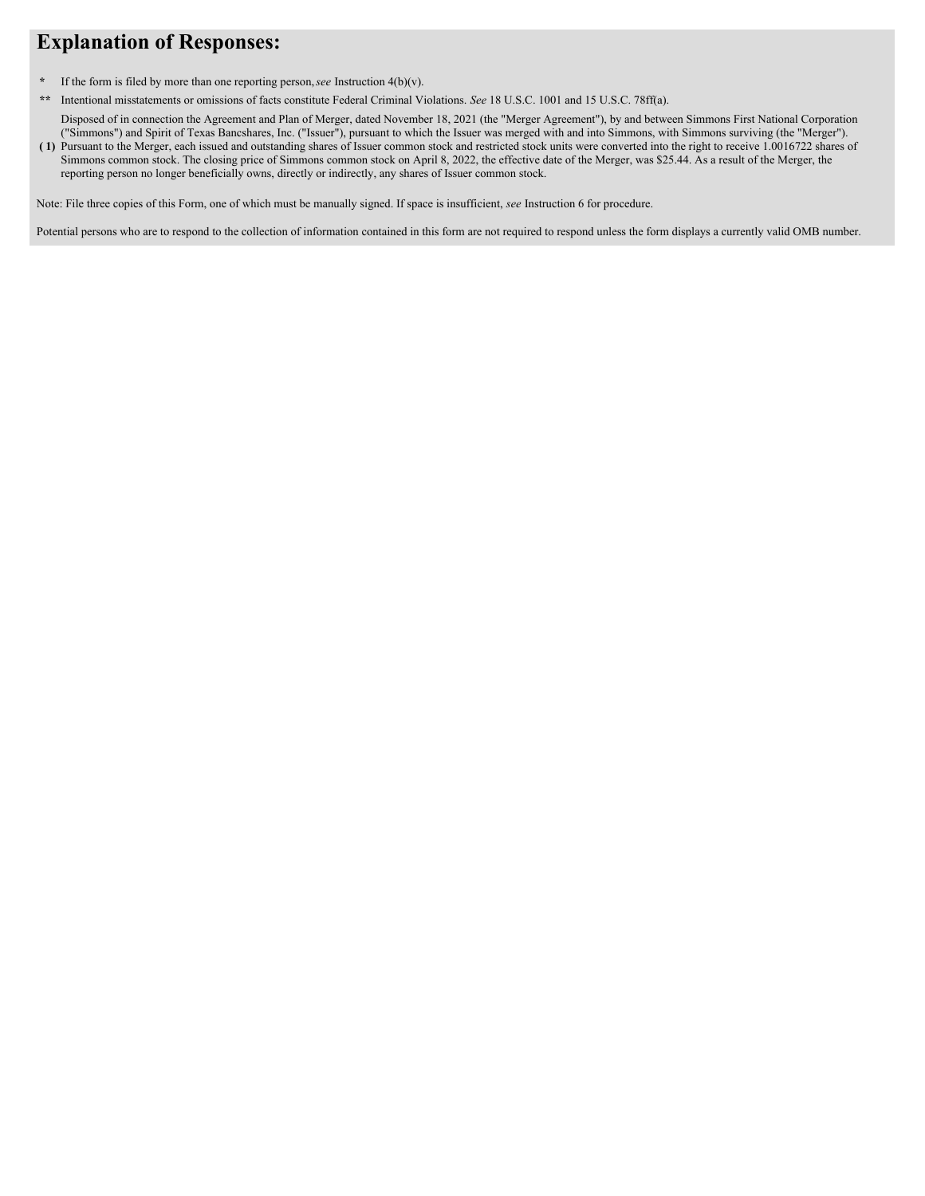## Explanation of Responses:

\* If the form is filed by more than one reporting person, *see* Instruction 4(b)(v).

\*\* Intentional misstatements or omissions of facts constitute Federal Criminal Violations. *See* 18 U.S.C. 1001 and 15 U.S.C. 78ff(a).

(1) Disposed of in connection the Agreement and Plan of Merger, dated November 18, 2021 (the "Merger Agreement"), by and between Simmons First National Corporation ("Simmons") and Spirit of Texas Bancshares, Inc. ("Issuer"), pursuant to which the Issuer was merged with and into Simmons, with Simmons surviving (the "Merger"). Pursuant to the Merger, each issued and outstanding shares of Issuer common stock and restricted stock units were converted into the right to receive 1.0016722 shares of Simmons common stock. The closing price of Simmons common stock on April 8, 2022, the effective date of the Merger, was $25.44. As a result of the Merger, the reporting person no longer beneficially owns, directly or indirectly, any shares of Issuer common stock.

Note: File three copies of this Form, one of which must be manually signed. If space is insufficient, *see* Instruction 6 for procedure.

Potential persons who are to respond to the collection of information contained in this form are not required to respond unless the form displays a currently valid OMB number.